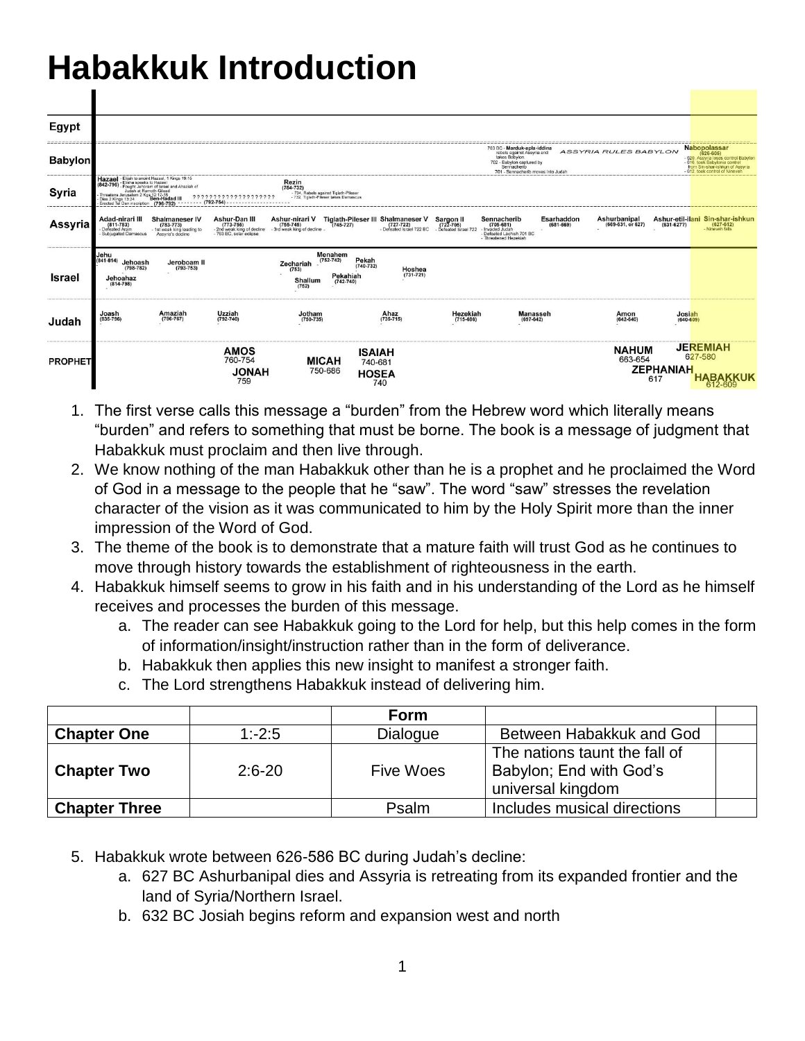# Habakkuk Introduction

| | |
|---|---|
| **Egypt** | |
| **Babylon** | 703 BC - **Marduk-apla-iddina** rebels against Assyria and takes Babylon; 702 - Babylon captured by Sennacherib; 701 - Sennacherib moves into Judah. ASSYRIA RULES BABYLON. **Nabopolassar** (626-605) - 626, Assyria loses control Babylon - 616, took Babylonia control from Sin-shar-ishkun of Assyria - 612, took control of Nineveh |
| **Syria** | **Hazael** (842-796) - Elijah to anoint Hazael, 1 Kings 19:15 - Elisha speaks to Hazael - Fought Jehoram of Israel and Ahaziah of Judah at Ramoth-Gilead - Threatens Jerusalem 2 Kgs 12:17-18 - Dies 2 Kings 13:24 - Erected Tel Dan inscription; **Ben-Hadad III** (796-792); ??????????????????? (792-754); **Rezin** (754-732) - 734, Rebels against Tiglath-Pileser - 732, Tiglath-Pileser takes Damascus |
| **Assyria** | **Adad-nirari III** (811-783) - Defeated Aram - Subjugated Damascus; **Shalmaneser IV** (783-773) - 1st weak king leading to Assyria's decline; **Ashur-Dan III** (773-756) - 2nd weak king of decline - 763 BC, solar eclipse; **Ashur-nirari V** (755-745) - 3rd weak king of decline; **Tiglath-Pileser III** (745-727); **Shalmaneser V** (727-722) - Defeated Israel 722 BC; **Sargon II** (722-705) - Defeated Israel 722; **Sennacherib** (705-681) - Invaded Judah - Defeated Lachish 701 BC - Threatened Hezekiah; **Esarhaddon** (681-669); **Ashurbanipal** (669-631, or 627); **Ashur-etil-ilani** (631-627?); **Sin-shar-ishkun** (627-612) - Nineveh falls |
| **Israel** | **Jehu** (841-814); **Jehoahaz** (814-798); **Jehoash** (798-782); **Jeroboam II** (793-753); **Zechariah** (753); **Shallum** (752); **Menahem** (752-742); **Pekahiah** (742-740); **Pekah** (740-732); **Hoshea** (731-721) |
| **Judah** | **Joash** (835-796); **Amaziah** (796-767); **Uzziah** (792-740); **Jotham** (750-735); **Ahaz** (735-715); **Hezekiah** (715-686); **Manasseh** (687-642); **Amon** (642-640); **Josiah** (640-609) |
| **PROPHET** | **AMOS** 760-754; **JONAH** 759; **MICAH** 750-686; **ISAIAH** 740-681; **HOSEA** 740; **NAHUM** 663-654; **ZEPHANIAH** 617; **JEREMIAH** 627-580; **HABAKKUK** 612-609 |

1. The first verse calls this message a "burden" from the Hebrew word which literally means "burden" and refers to something that must be borne. The book is a message of judgment that Habakkuk must proclaim and then live through.
2. We know nothing of the man Habakkuk other than he is a prophet and he proclaimed the Word of God in a message to the people that he "saw". The word "saw" stresses the revelation character of the vision as it was communicated to him by the Holy Spirit more than the inner impression of the Word of God.
3. The theme of the book is to demonstrate that a mature faith will trust God as he continues to move through history towards the establishment of righteousness in the earth.
4. Habakkuk himself seems to grow in his faith and in his understanding of the Lord as he himself receives and processes the burden of this message.
   a. The reader can see Habakkuk going to the Lord for help, but this help comes in the form of information/insight/instruction rather than in the form of deliverance.
   b. Habakkuk then applies this new insight to manifest a stronger faith.
   c. The Lord strengthens Habakkuk instead of delivering him.

| | | **Form** | | |
|---|---|---|---|---|
| **Chapter One** | 1:-2:5 | Dialogue | Between Habakkuk and God | |
| **Chapter Two** | 2:6-20 | Five Woes | The nations taunt the fall of Babylon; End with God's universal kingdom | |
| **Chapter Three** | | Psalm | Includes musical directions | |

5. Habakkuk wrote between 626-586 BC during Judah's decline:
   a. 627 BC Ashurbanipal dies and Assyria is retreating from its expanded frontier and the land of Syria/Northern Israel.
   b. 632 BC Josiah begins reform and expansion west and north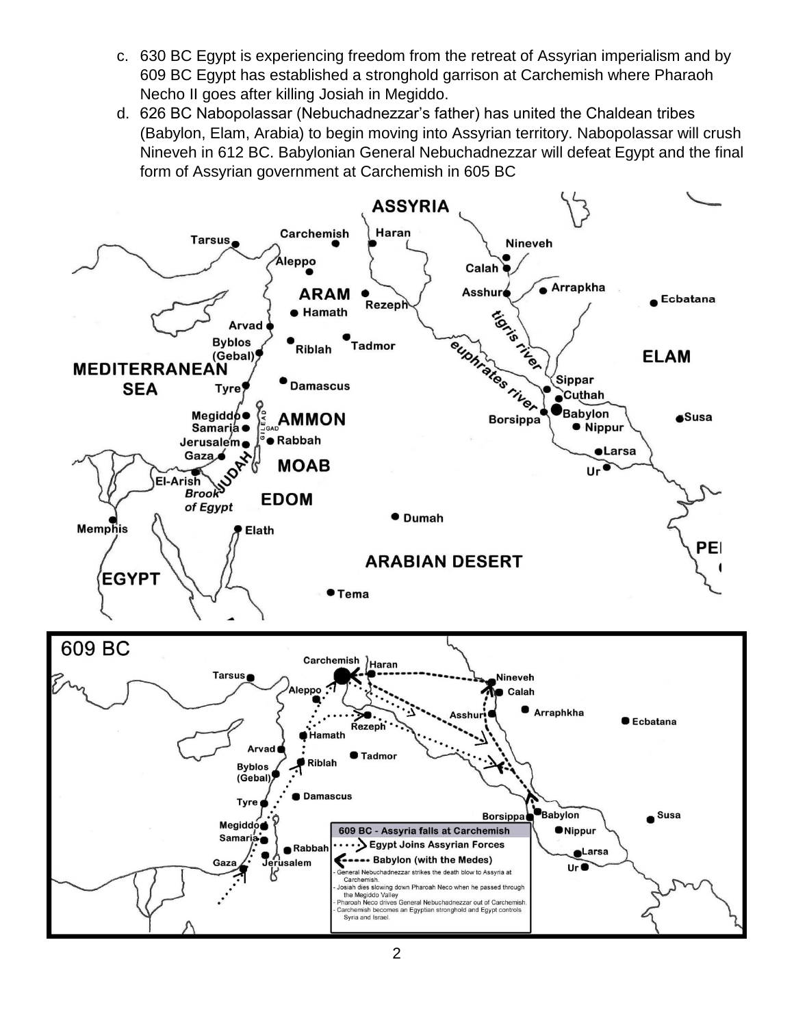c. 630 BC Egypt is experiencing freedom from the retreat of Assyrian imperialism and by 609 BC Egypt has established a stronghold garrison at Carchemish where Pharaoh Necho II goes after killing Josiah in Megiddo.

d. 626 BC Nabopolassar (Nebuchadnezzar's father) has united the Chaldean tribes (Babylon, Elam, Arabia) to begin moving into Assyrian territory. Nabopolassar will crush Nineveh in 612 BC. Babylonian General Nebuchadnezzar will defeat Egypt and the final form of Assyrian government at Carchemish in 605 BC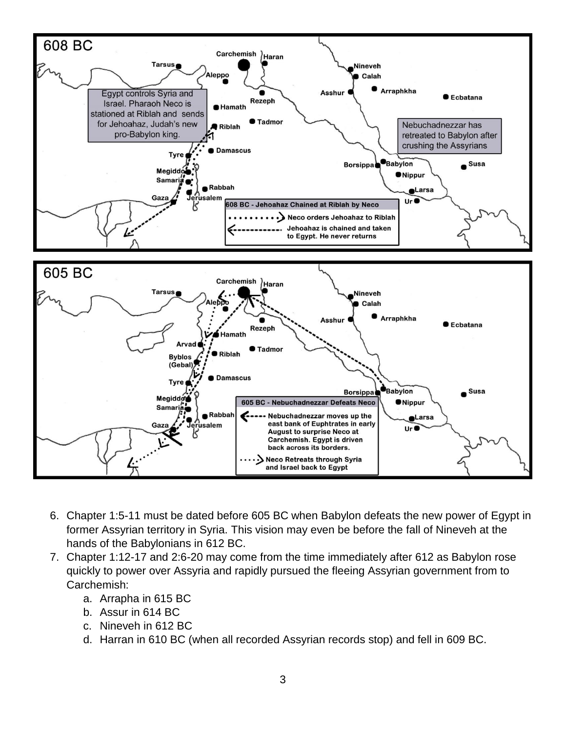6. Chapter 1:5-11 must be dated before 605 BC when Babylon defeats the new power of Egypt in former Assyrian territory in Syria. This vision may even be before the fall of Nineveh at the hands of the Babylonians in 612 BC.
7. Chapter 1:12-17 and 2:6-20 may come from the time immediately after 612 as Babylon rose quickly to power over Assyria and rapidly pursued the fleeing Assyrian government from to Carchemish:
    a. Arrapha in 615 BC
    b. Assur in 614 BC
    c. Nineveh in 612 BC
    d. Harran in 610 BC (when all recorded Assyrian records stop) and fell in 609 BC.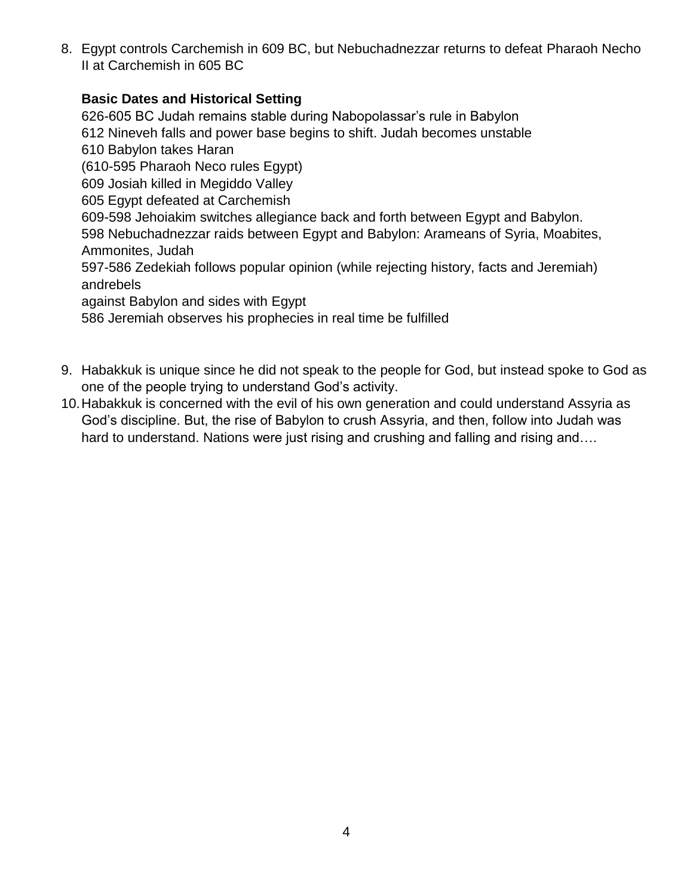8. Egypt controls Carchemish in 609 BC, but Nebuchadnezzar returns to defeat Pharaoh Necho II at Carchemish in 605 BC

   **Basic Dates and Historical Setting**

   626-605 BC Judah remains stable during Nabopolassar's rule in Babylon
   612 Nineveh falls and power base begins to shift. Judah becomes unstable
   610 Babylon takes Haran
   (610-595 Pharaoh Neco rules Egypt)
   609 Josiah killed in Megiddo Valley
   605 Egypt defeated at Carchemish
   609-598 Jehoiakim switches allegiance back and forth between Egypt and Babylon.
   598 Nebuchadnezzar raids between Egypt and Babylon: Arameans of Syria, Moabites, Ammonites, Judah
   597-586 Zedekiah follows popular opinion (while rejecting history, facts and Jeremiah) andrebels
   against Babylon and sides with Egypt
   586 Jeremiah observes his prophecies in real time be fulfilled

9. Habakkuk is unique since he did not speak to the people for God, but instead spoke to God as one of the people trying to understand God's activity.
10. Habakkuk is concerned with the evil of his own generation and could understand Assyria as God's discipline. But, the rise of Babylon to crush Assyria, and then, follow into Judah was hard to understand. Nations were just rising and crushing and falling and rising and….